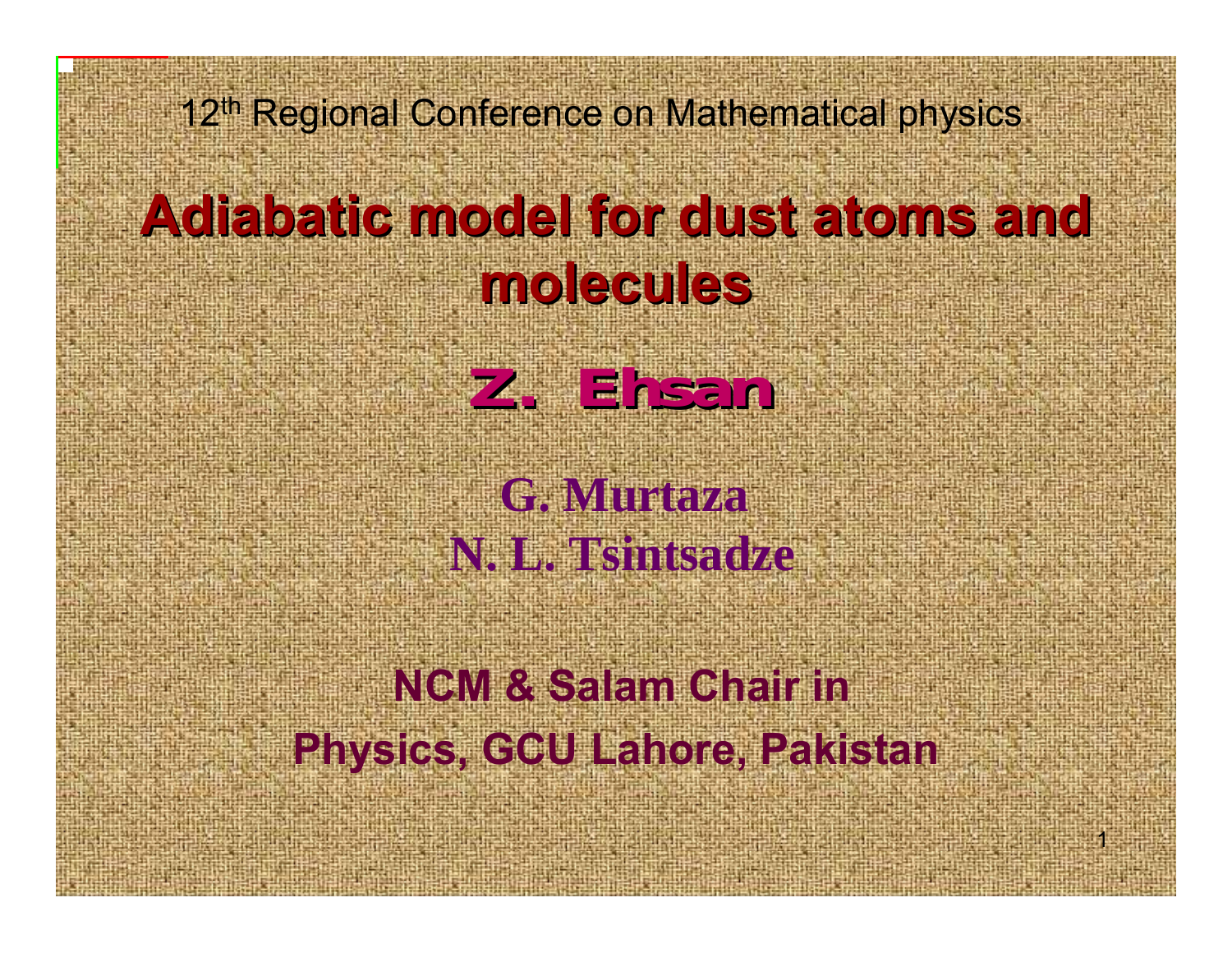12th Regional Conference on Mathematical physics

# Adiabatic model for dust atoms and molecules

**Z. Ehsan**

**G. Murtaza**
**N. L. Tsintsadze**

**NCM & Salam Chair in Physics, GCU Lahore, Pakistan**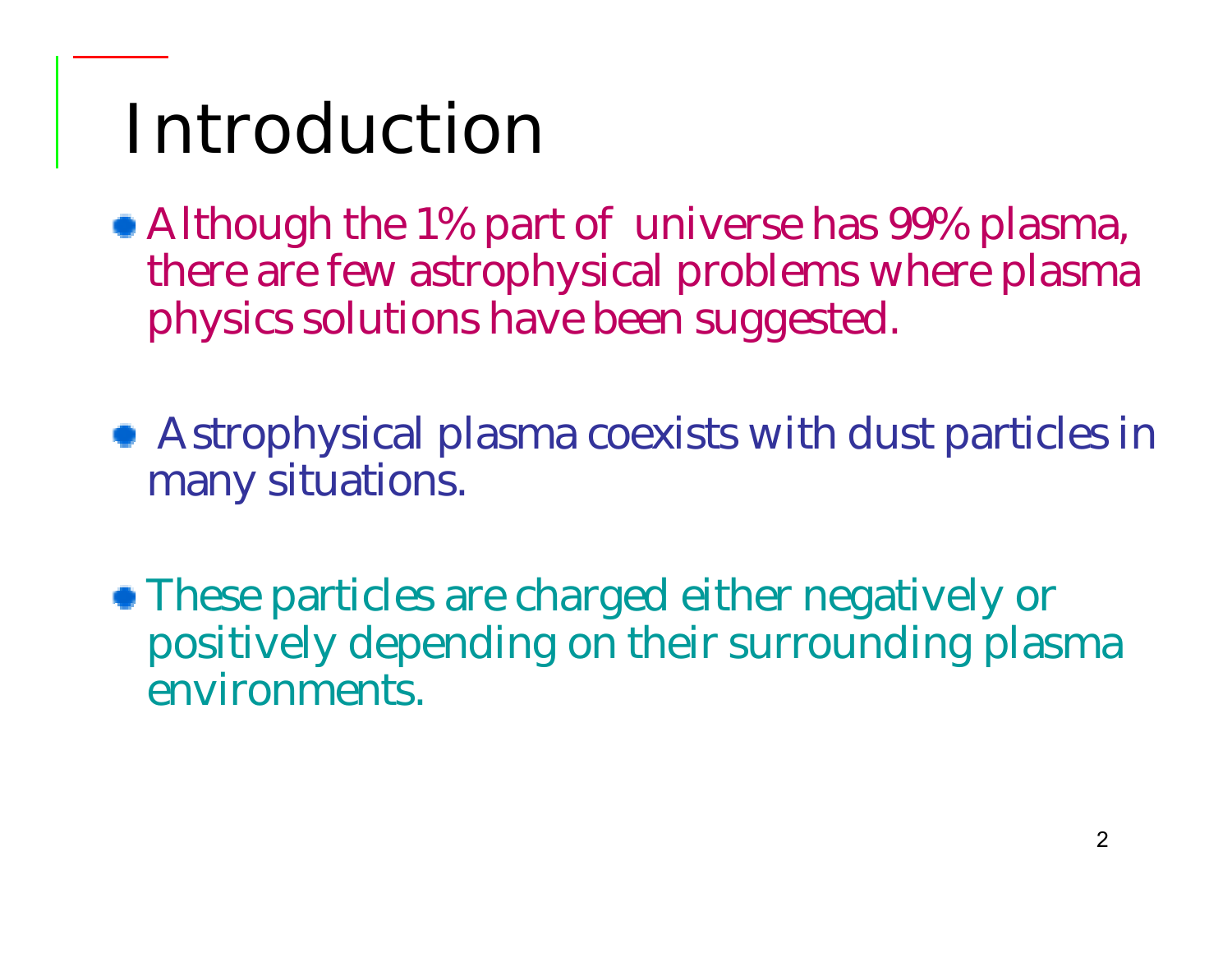# Introduction

- Although the 1% part of universe has 99% plasma, there are few astrophysical problems where plasma physics solutions have been suggested.

- Astrophysical plasma coexists with dust particles in many situations.

- These particles are charged either negatively or positively depending on their surrounding plasma environments.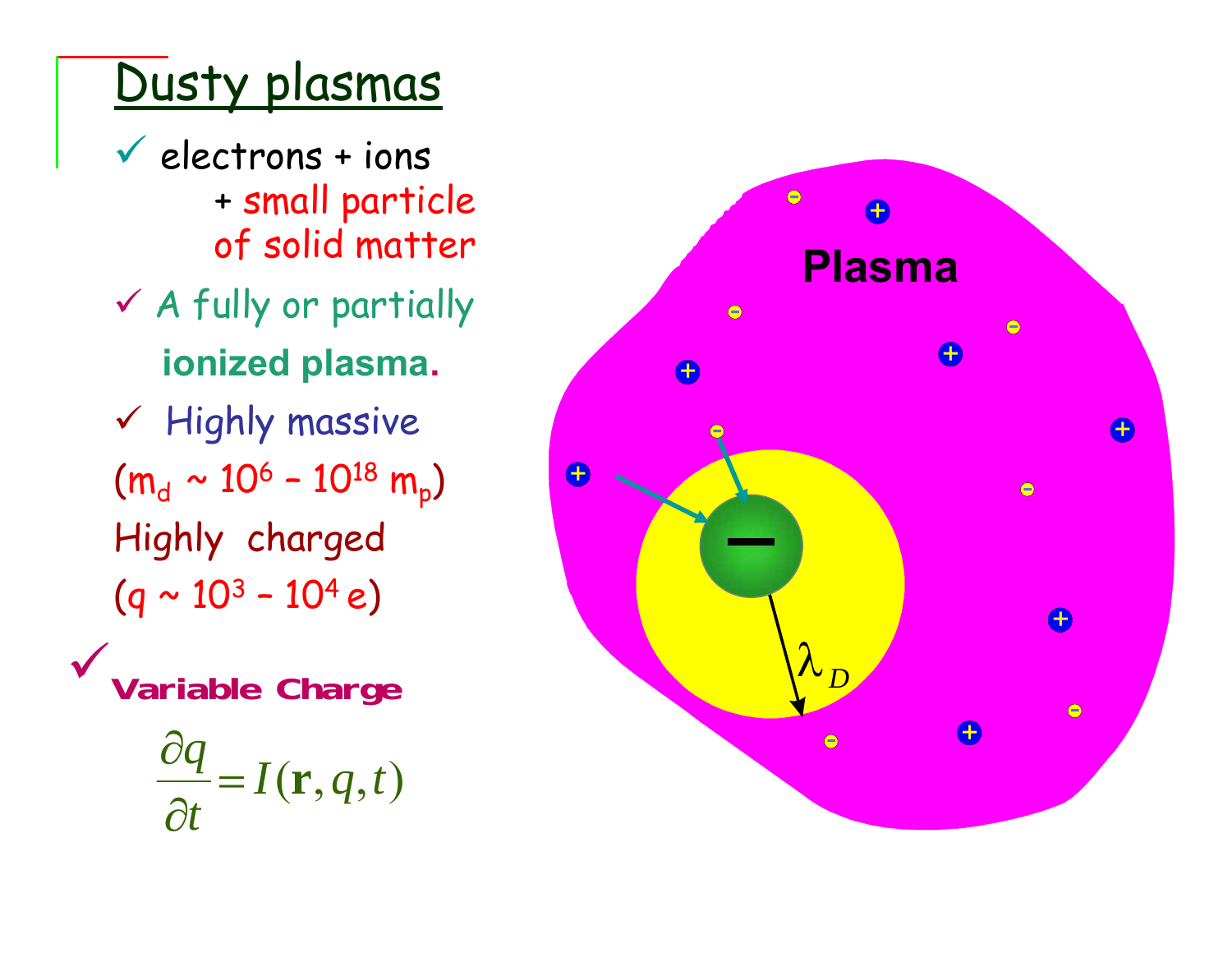# Dusty plasmas

- ✓ electrons + ions + small particle of solid matter
- ✓ A fully or partially **ionized plasma.**
- ✓ Highly massive ($m_d \sim 10^6 - 10^{18}\ m_p$) Highly charged ($q \sim 10^3 - 10^4\ e$)
- ✓ **Variable Charge**

$$\frac{\partial q}{\partial t} = I(\mathbf{r}, q, t)$$

Plasma

$\lambda_D$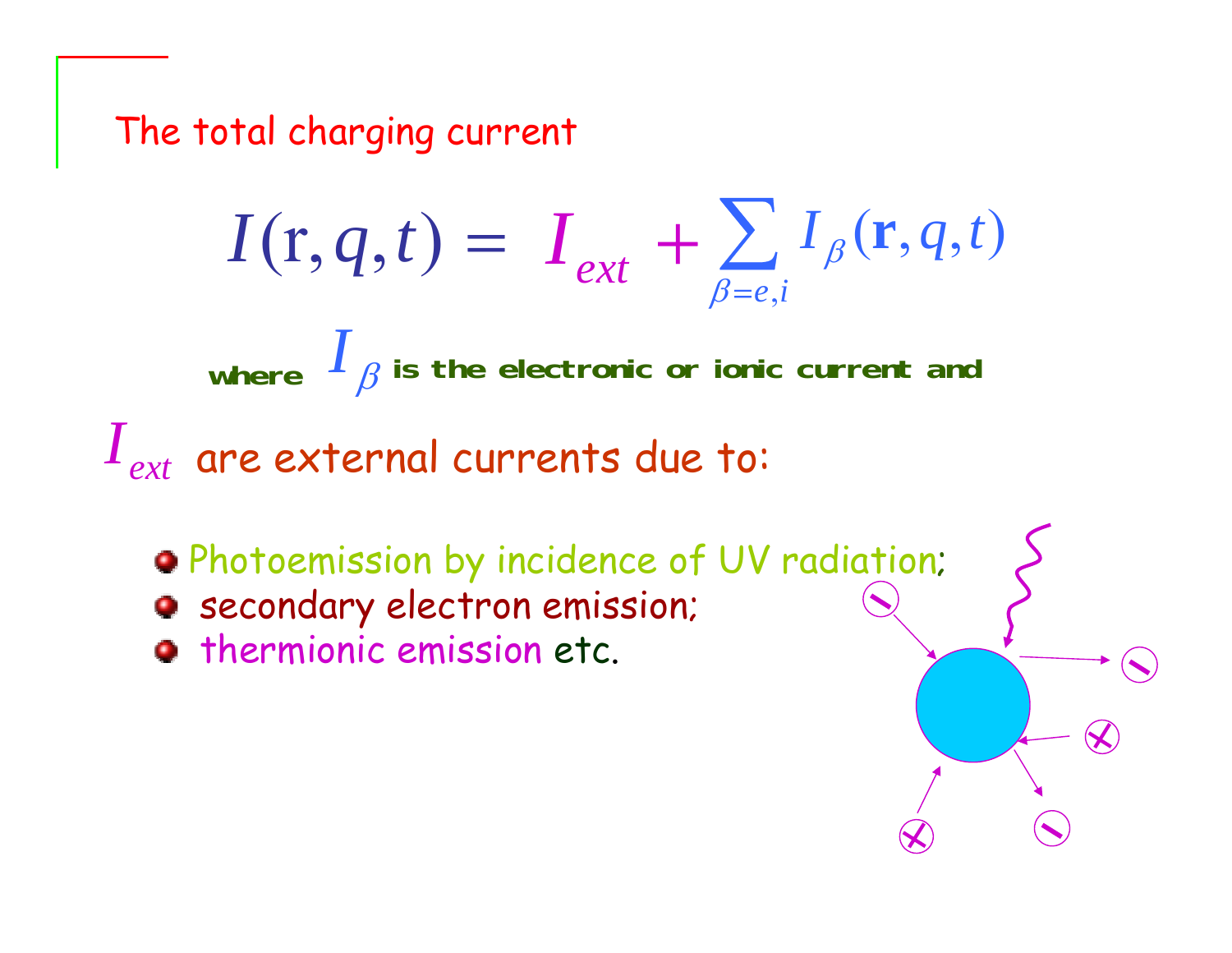## The total charging current

$$I(\mathrm{r},q,t) = I_{ext} + \sum_{\beta=e,i} I_{\beta}(\mathbf{r},q,t)$$

where $I_{\beta}$ is the electronic or ionic current and

$I_{ext}$ are external currents due to:

- Photoemission by incidence of UV radiation;
- secondary electron emission;
- thermionic emission etc.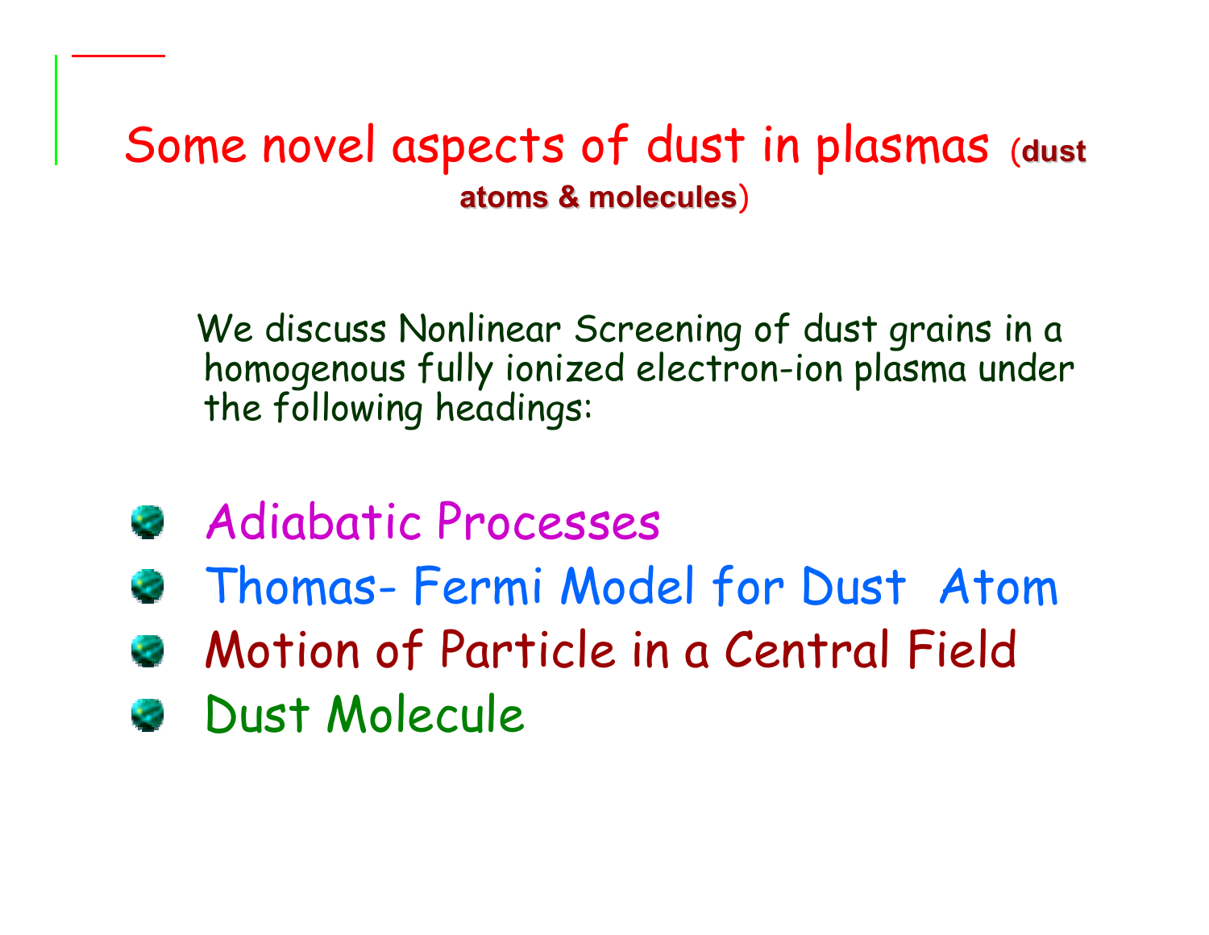# Some novel aspects of dust in plasmas (**dust atoms & molecules**)

We discuss Nonlinear Screening of dust grains in a homogenous fully ionized electron-ion plasma under the following headings:

- Adiabatic Processes
- Thomas- Fermi Model for Dust Atom
- Motion of Particle in a Central Field
- Dust Molecule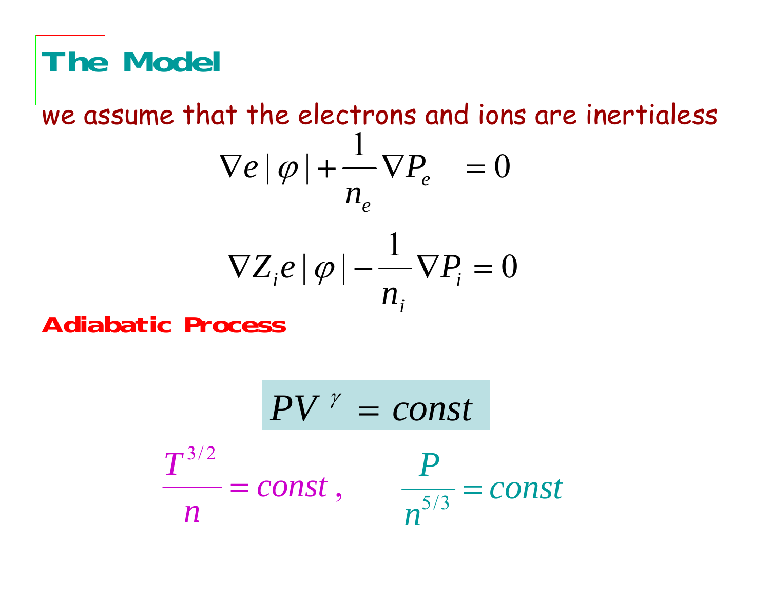## The Model

we assume that the electrons and ions are inertialess

$$\nabla e\,|\varphi| + \frac{1}{n_e}\nabla P_e \quad = 0$$

$$\nabla Z_i e\,|\varphi| - \frac{1}{n_i}\nabla P_i = 0$$

**Adiabatic Process**

$$PV^{\gamma} = const$$

$$\frac{T^{3/2}}{n} = const\,, \qquad \frac{P}{n^{5/3}} = const$$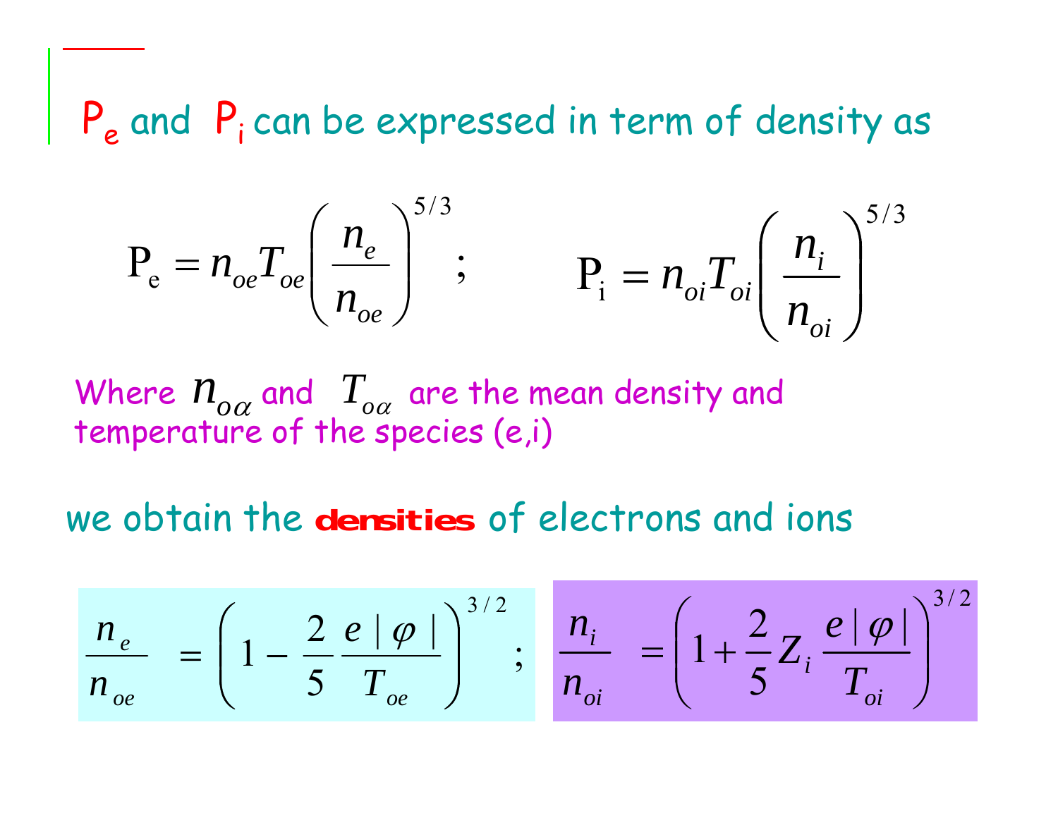$P_e$ and $P_i$ can be expressed in term of density as

$$\mathrm{P_e} = n_{oe} T_{oe} \left( \frac{n_e}{n_{oe}} \right)^{5/3} ; \qquad \mathrm{P_i} = n_{oi} T_{oi} \left( \frac{n_i}{n_{oi}} \right)^{5/3}$$

Where $n_{o\alpha}$ and $T_{o\alpha}$ are the mean density and temperature of the species (e,i)

we obtain the **densities** of electrons and ions

$$\frac{n_e}{n_{oe}} = \left( 1 - \frac{2}{5} \frac{e\,|\,\varphi\,|}{T_{oe}} \right)^{3/2} ; \qquad \frac{n_i}{n_{oi}} = \left( 1 + \frac{2}{5} Z_i \frac{e\,|\,\varphi\,|}{T_{oi}} \right)^{3/2}$$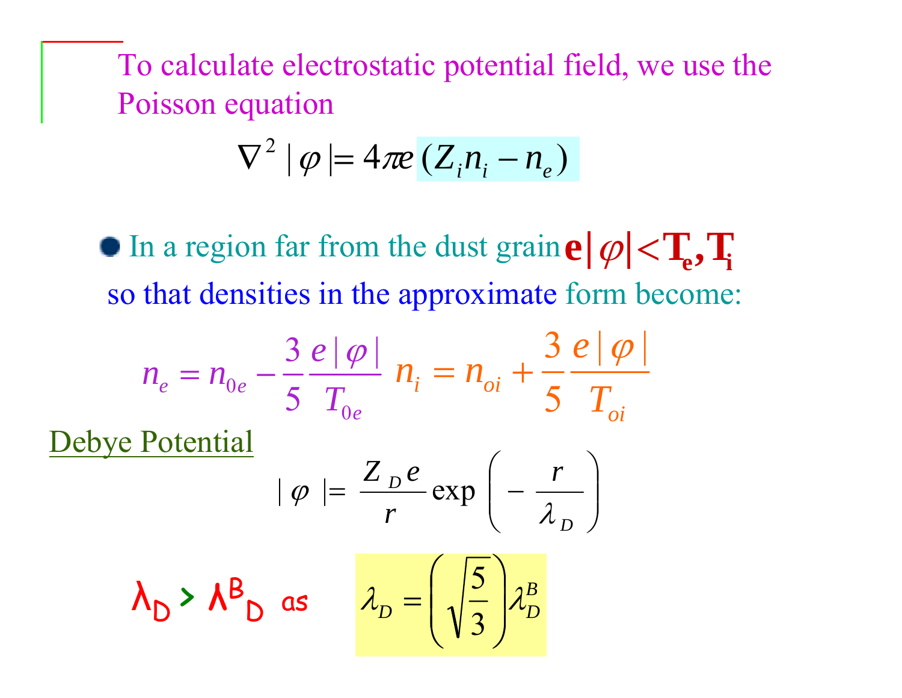To calculate electrostatic potential field, we use the Poisson equation

$$\nabla^2 |\varphi| = 4\pi e\,(Z_i n_i - n_e)$$

- In a region far from the dust grain $\mathbf{e|\varphi| < T_e, T_i}$

so that densities in the approximate form become:

$$n_e = n_{0e} - \frac{3}{5}\frac{e|\varphi|}{T_{0e}} \quad n_i = n_{oi} + \frac{3}{5}\frac{e|\varphi|}{T_{oi}}$$

Debye Potential

$$|\varphi| = \frac{Z_D e}{r}\exp\left(-\frac{r}{\lambda_D}\right)$$

$\lambda_D > \lambda^B_D$ as

$$\lambda_D = \left(\sqrt{\frac{5}{3}}\right)\lambda_D^B$$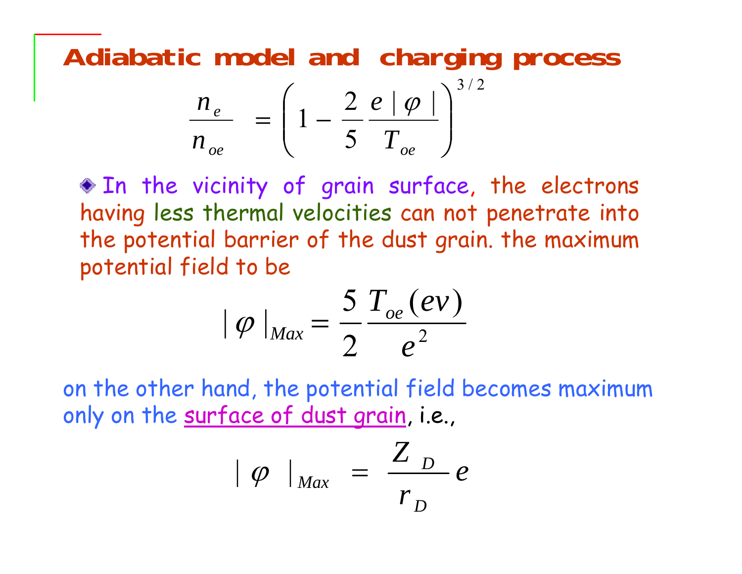## Adiabatic model and charging process

$$\frac{n_e}{n_{oe}} = \left(1 - \frac{2}{5}\frac{e\,|\,\varphi\,|}{T_{oe}}\right)^{3/2}$$

- In the vicinity of grain surface, the electrons having less thermal velocities can not penetrate into the potential barrier of the dust grain. the maximum potential field to be

$$|\,\varphi\,|_{Max} = \frac{5}{2}\frac{T_{oe}(ev)}{e^2}$$

on the other hand, the potential field becomes maximum only on the surface of dust grain, i.e.,

$$|\,\varphi\,|_{Max} = \frac{Z_D}{r_D}e$$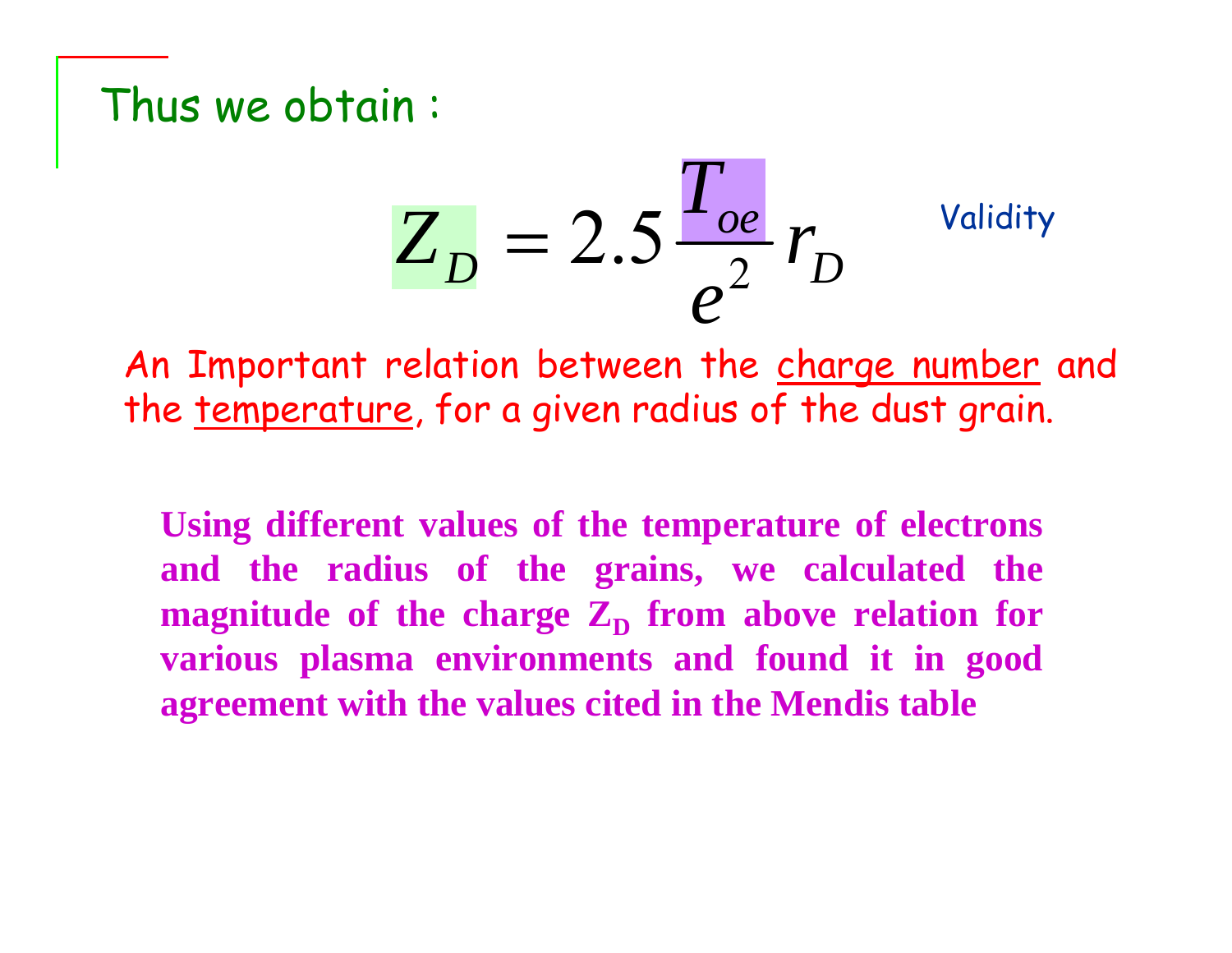Thus we obtain :

$$Z_D = 2.5 \frac{T_{oe}}{e^2} r_D$$

Validity

An Important relation between the charge number and the temperature, for a given radius of the dust grain.

**Using different values of the temperature of electrons and the radius of the grains, we calculated the magnitude of the charge $Z_D$ from above relation for various plasma environments and found it in good agreement with the values cited in the Mendis table**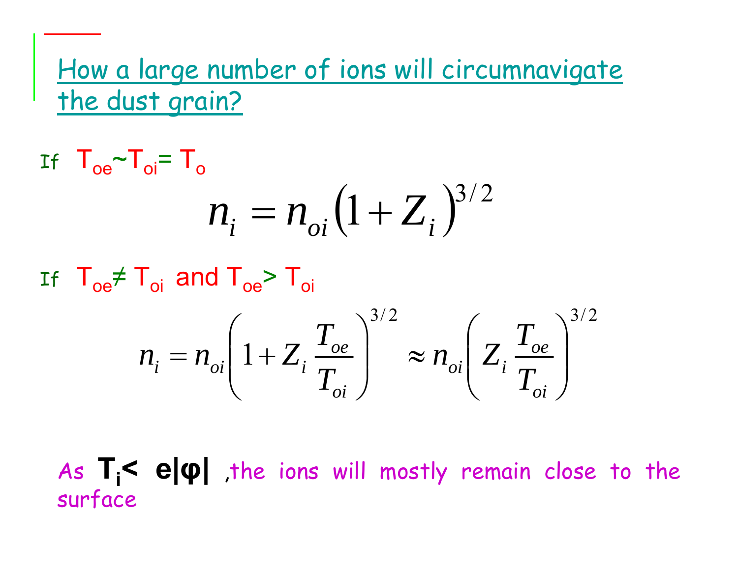## How a large number of ions will circumnavigate the dust grain?

If $T_{oe} \sim T_{oi} = T_o$

$$n_i = n_{oi}\left(1 + Z_i\right)^{3/2}$$

If $T_{oe} \neq T_{oi}$ and $T_{oe} > T_{oi}$

$$n_i = n_{oi}\left(1 + Z_i \frac{T_{oe}}{T_{oi}}\right)^{3/2} \approx n_{oi}\left(Z_i \frac{T_{oe}}{T_{oi}}\right)^{3/2}$$

As $T_i < e|\varphi|$ ,the ions will mostly remain close to the surface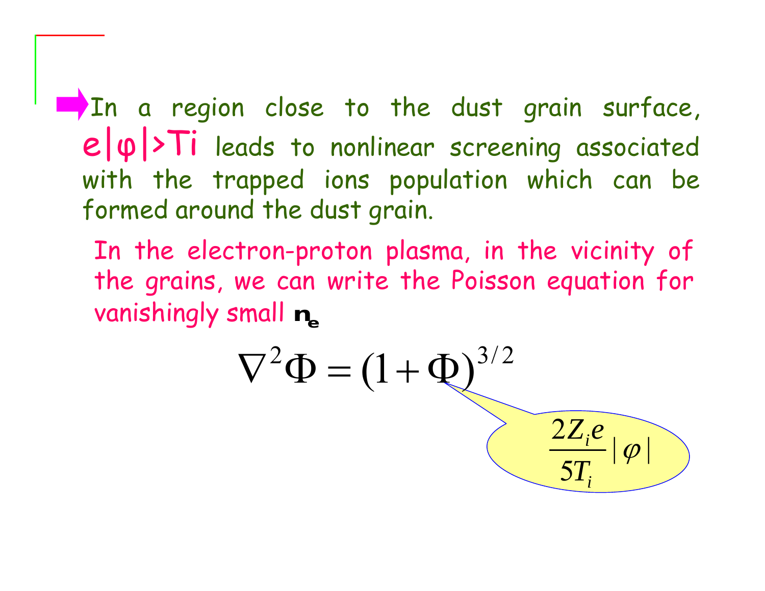- In a region close to the dust grain surface, $e|\varphi|>T_i$ leads to nonlinear screening associated with the trapped ions population which can be formed around the dust grain.

In the electron-proton plasma, in the vicinity of the grains, we can write the Poisson equation for vanishingly small $n_e$

$$\nabla^2\Phi = (1+\Phi)^{3/2}$$

$$\frac{2Z_i e}{5T_i}|\varphi|$$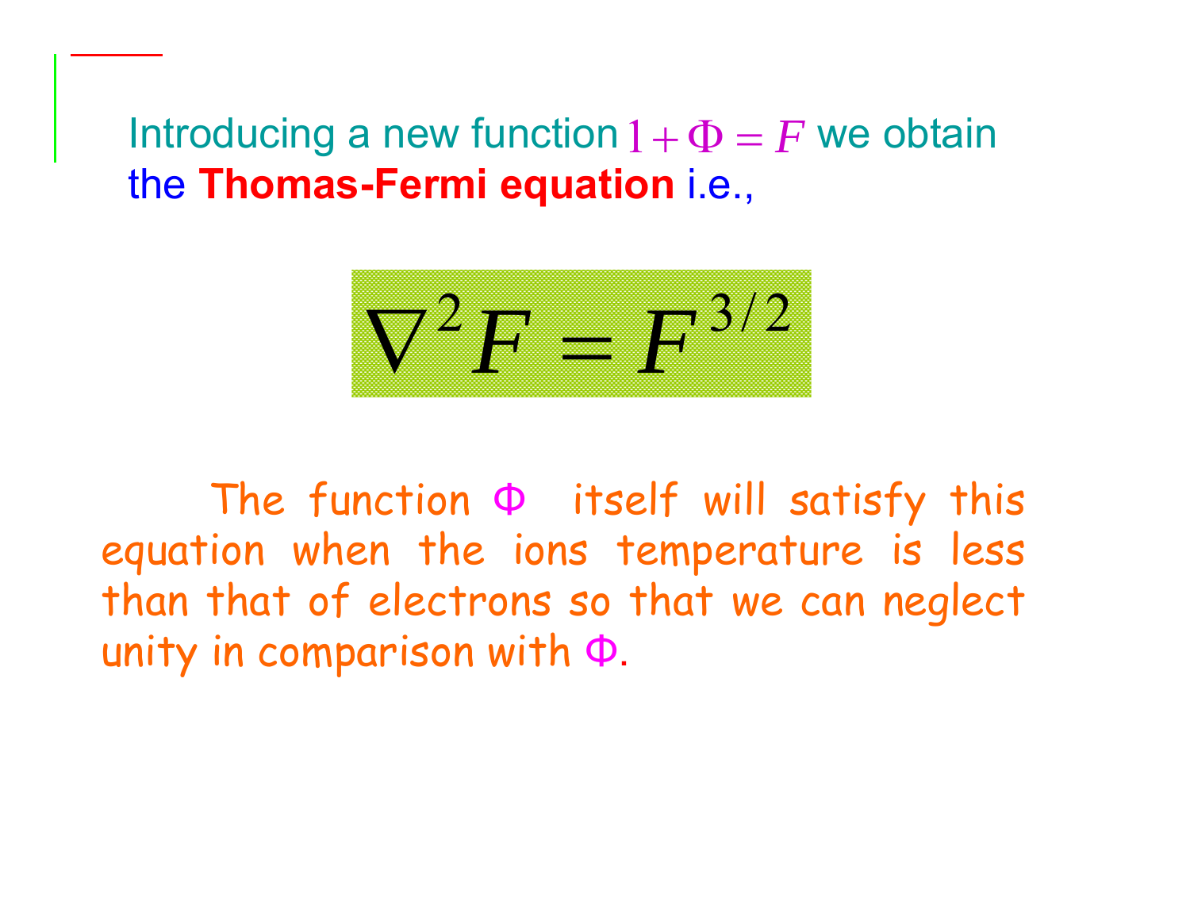Introducing a new function $1 + \Phi = F$ we obtain the **Thomas-Fermi equation** i.e.,

$$\nabla^2 F = F^{3/2}$$

The function $\Phi$ itself will satisfy this equation when the ions temperature is less than that of electrons so that we can neglect unity in comparison with $\Phi$.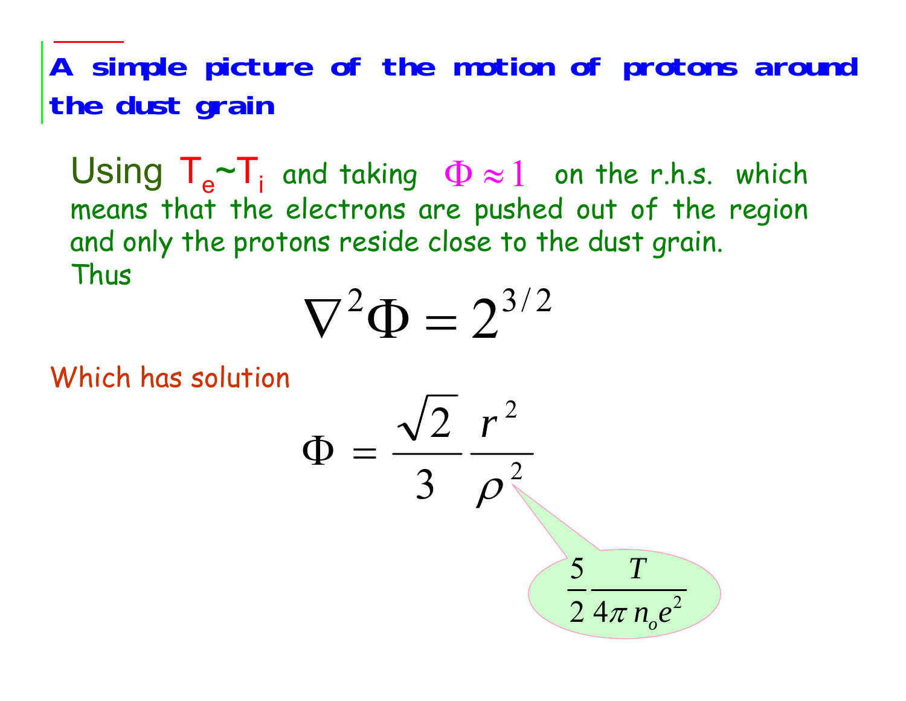## A simple picture of the motion of protons around the dust grain

Using $T_e \sim T_i$ and taking $\Phi \approx 1$ on the r.h.s. which means that the electrons are pushed out of the region and only the protons reside close to the dust grain.
Thus

$$\nabla^2 \Phi = 2^{3/2}$$

Which has solution

$$\Phi = \frac{\sqrt{2}}{3} \frac{r^2}{\rho^2}$$

$$\rho^2 = \frac{5}{2} \frac{T}{4\pi n_o e^2}$$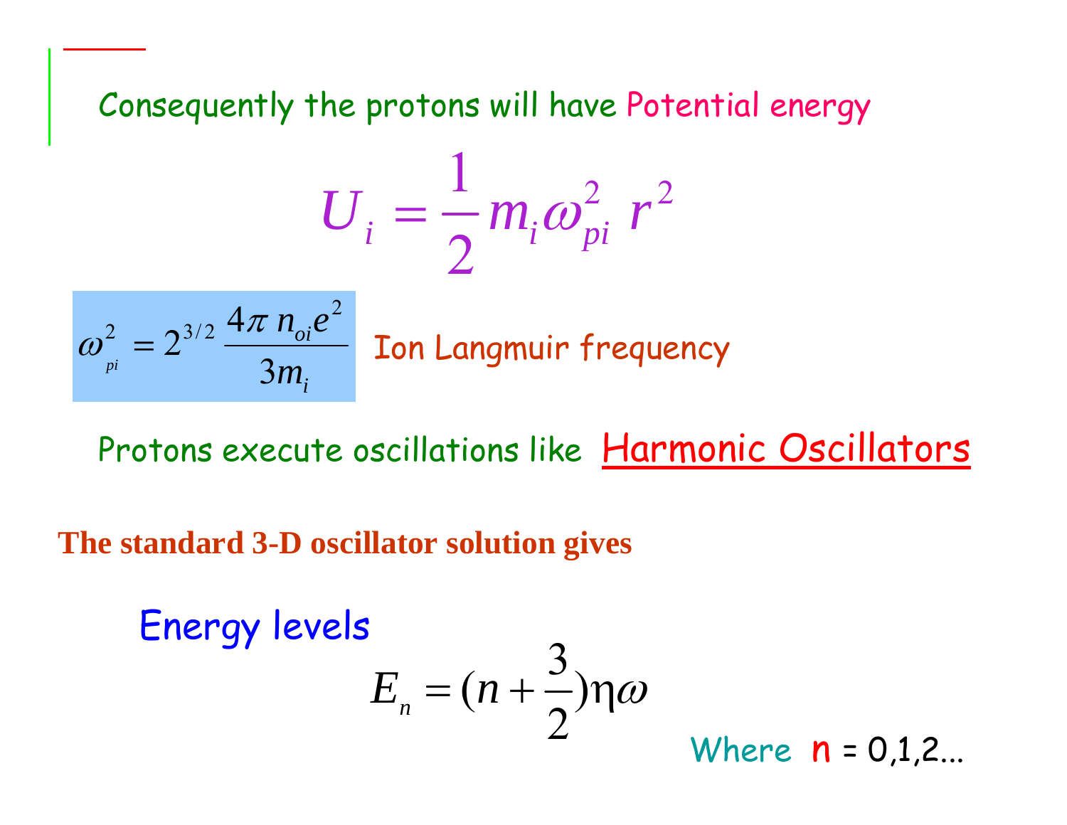Consequently the protons will have Potential energy

$$U_i = \frac{1}{2} m_i \omega_{pi}^2 \, r^2$$

$$\omega_{pi}^2 = 2^{3/2} \frac{4\pi \, n_{oi} e^2}{3 m_i}$$

Ion Langmuir frequency

Protons execute oscillations like <u>Harmonic Oscillators</u>

**The standard 3-D oscillator solution gives**

Energy levels

$$E_n = (n + \frac{3}{2}) \eta \omega$$

Where $n$ = 0,1,2...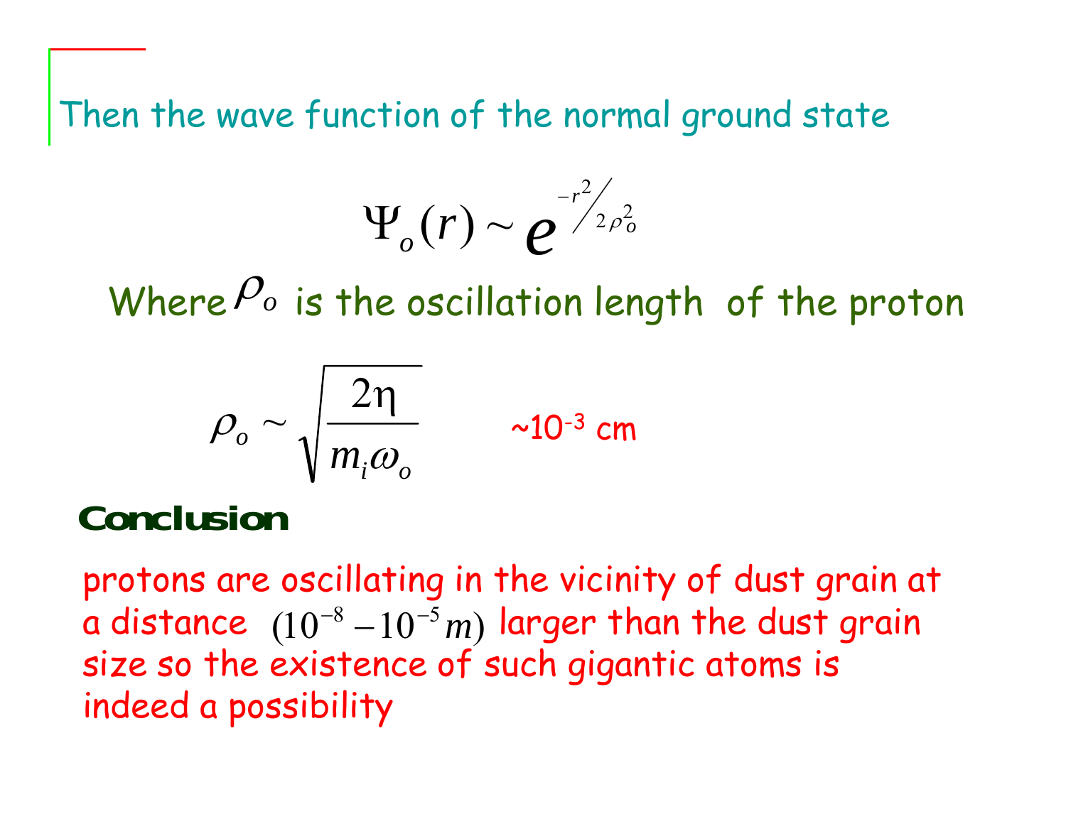Then the wave function of the normal ground state

$$\Psi_o(r) \sim e^{-r^2/2\rho_o^2}$$

Where $\rho_o$ is the oscillation length of the proton

$$\rho_o \sim \sqrt{\frac{2\eta}{m_i \omega_o}}$$

~$10^{-3}$ cm

**Conclusion**

protons are oscillating in the vicinity of dust grain at a distance $(10^{-8} - 10^{-5} m)$ larger than the dust grain size so the existence of such gigantic atoms is indeed a possibility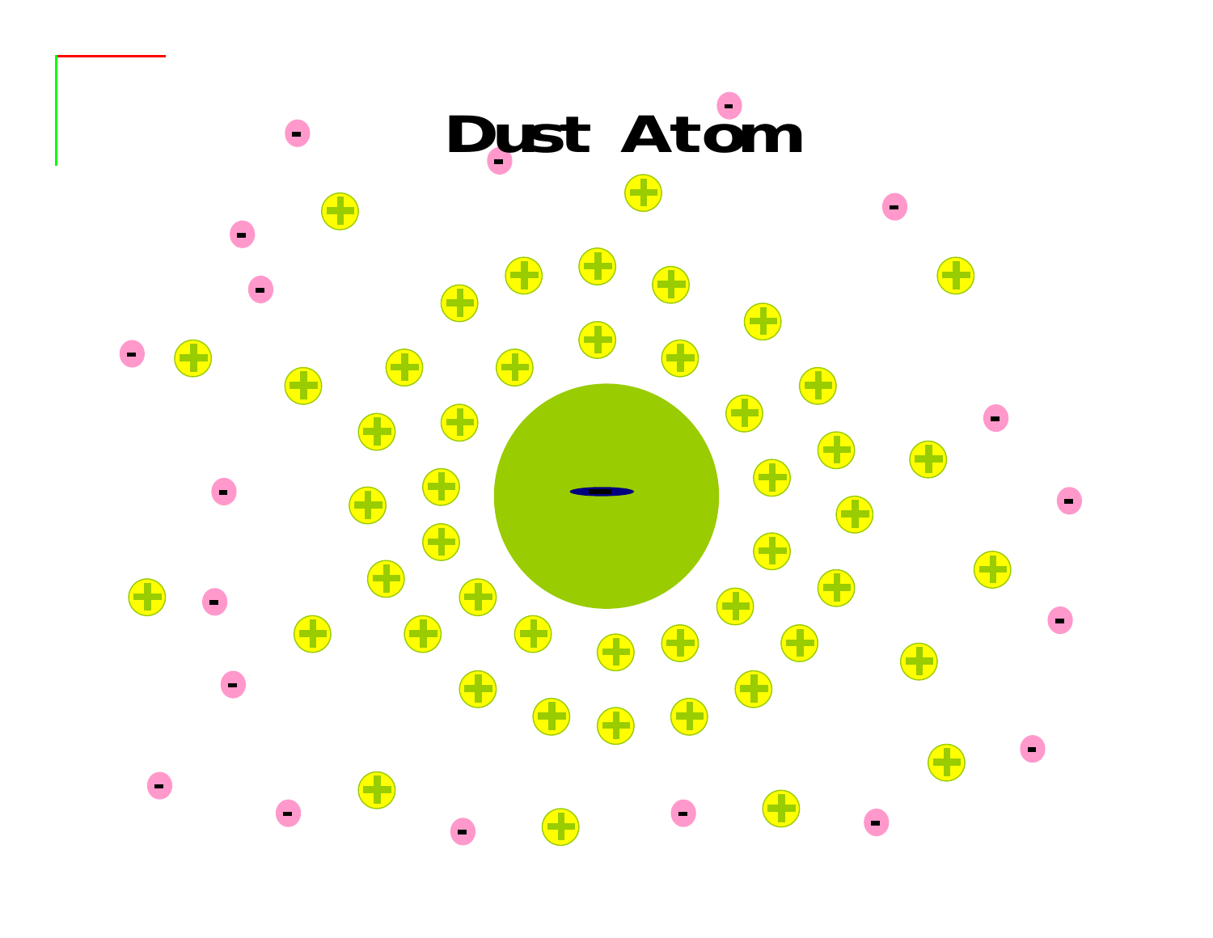# Dust Atom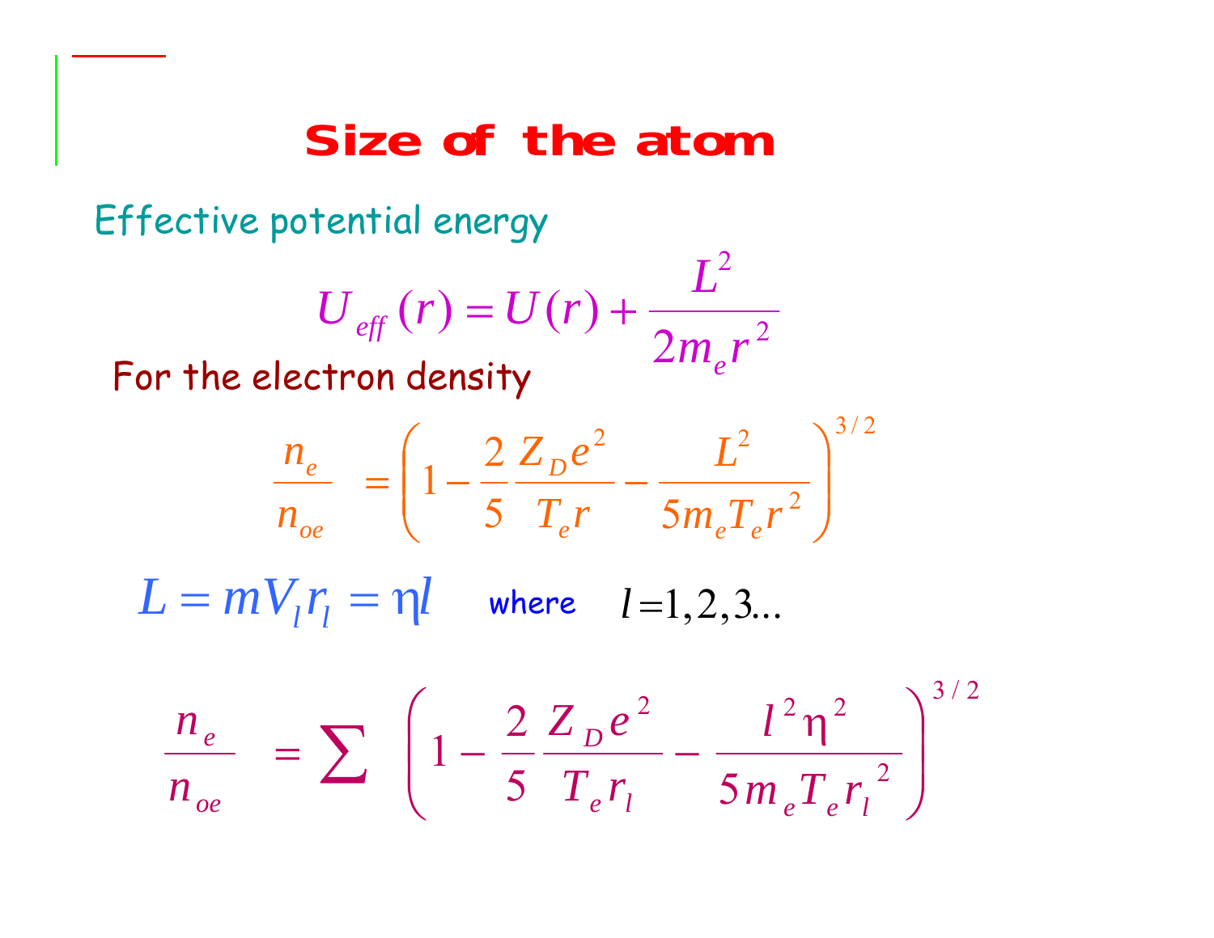# Size of the atom

Effective potential energy

$$U_{eff}(r) = U(r) + \frac{L^2}{2m_e r^2}$$

For the electron density

$$\frac{n_e}{n_{oe}} = \left(1 - \frac{2}{5}\frac{Z_D e^2}{T_e r} - \frac{L^2}{5m_e T_e r^2}\right)^{3/2}$$

$$L = mV_l r_l = \eta l$$ where $l = 1, 2, 3...$

$$\frac{n_e}{n_{oe}} = \sum \left(1 - \frac{2}{5}\frac{Z_D e^2}{T_e r_l} - \frac{l^2 \eta^2}{5m_e T_e r_l^2}\right)^{3/2}$$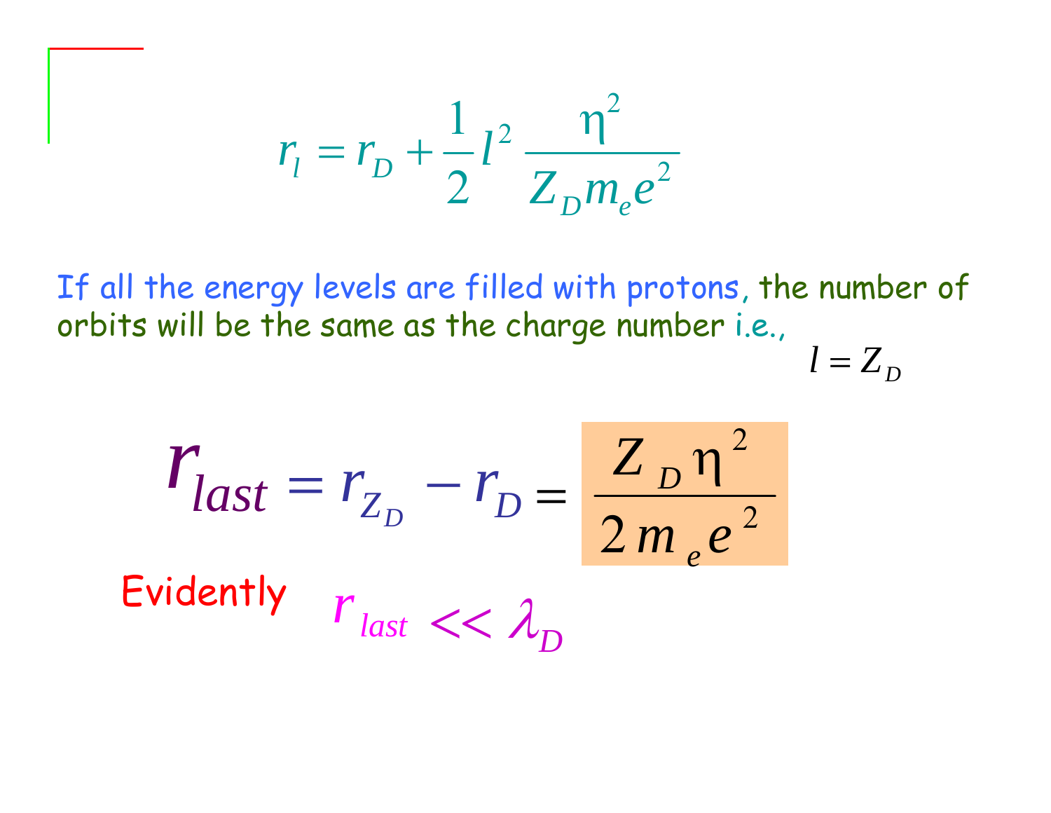$$r_l = r_D + \frac{1}{2} l^2 \frac{\eta^2}{Z_D m_e e^2}$$

If all the energy levels are filled with protons, the number of orbits will be the same as the charge number i.e.,

$$l = Z_D$$

$$r_{last} = r_{Z_D} - r_D = \frac{Z_D \eta^2}{2 m_e e^2}$$

Evidently $r_{last} << \lambda_D$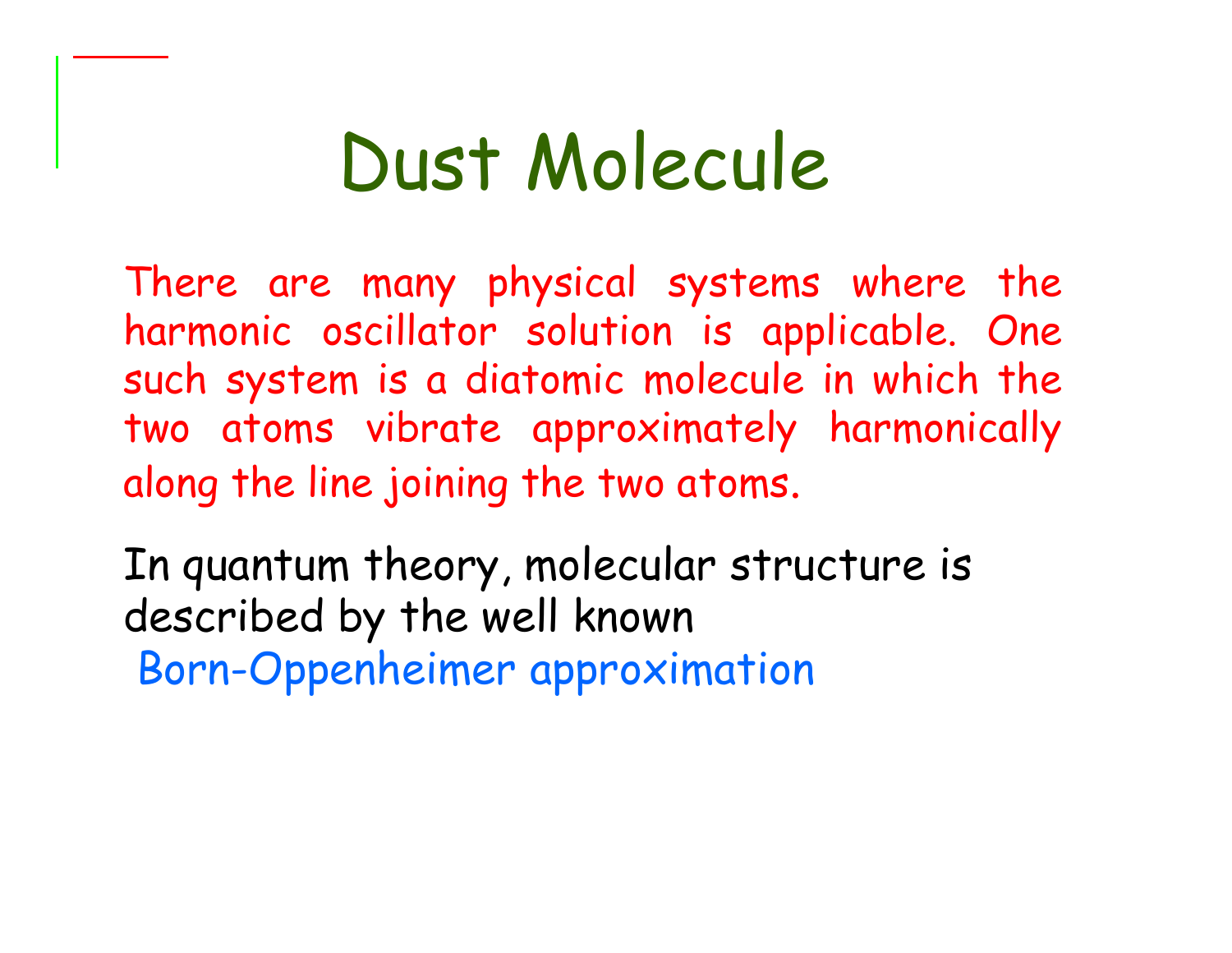# Dust Molecule

There are many physical systems where the harmonic oscillator solution is applicable. One such system is a diatomic molecule in which the two atoms vibrate approximately harmonically along the line joining the two atoms.

In quantum theory, molecular structure is described by the well known

Born-Oppenheimer approximation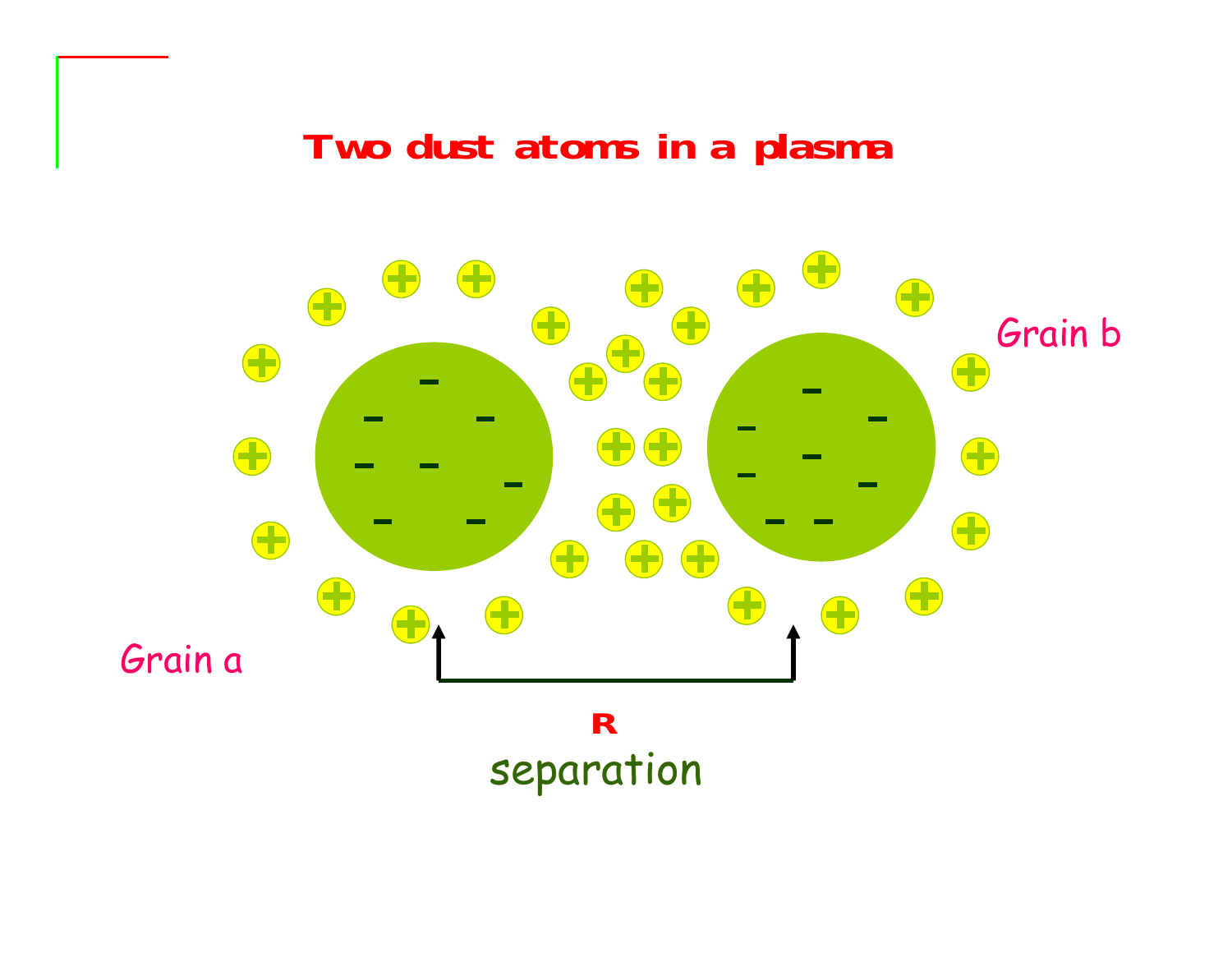# Two dust atoms in a plasma

Grain b

Grain a

R

separation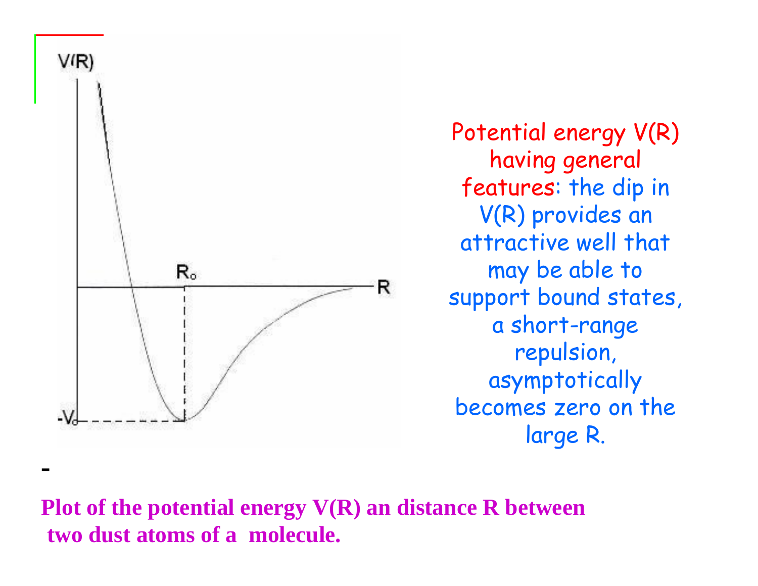Potential energy $V(R)$ having general features: the dip in $V(R)$ provides an attractive well that may be able to support bound states, a short-range repulsion, asymptotically becomes zero on the large R.

-

**Plot of the potential energy $V(R)$ an distance R between two dust atoms of a molecule.**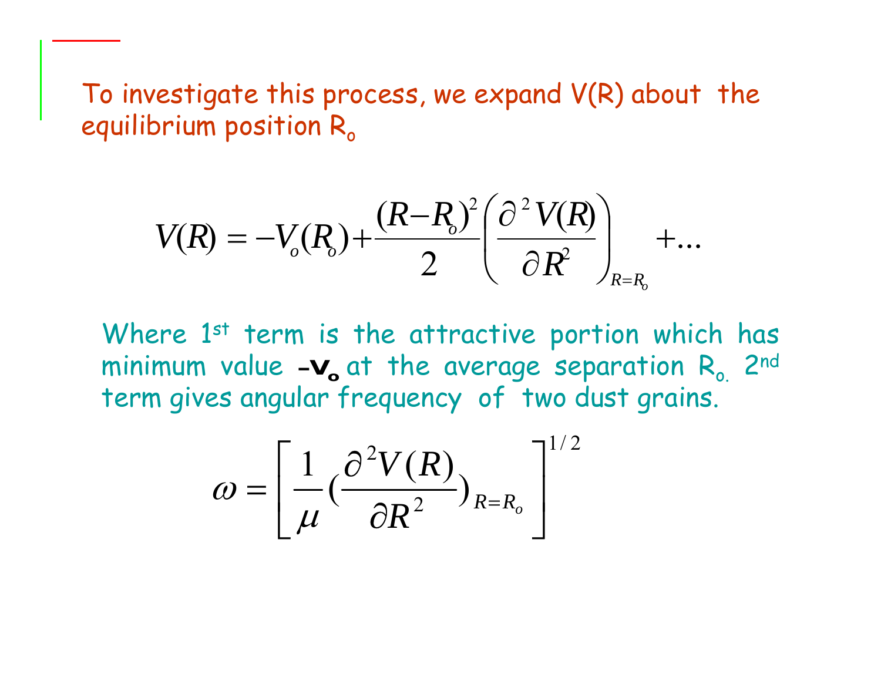To investigate this process, we expand V(R) about the equilibrium position $R_o$

$$V(R) = -V_o(R_o) + \frac{(R-R_o)^2}{2}\left(\frac{\partial^2 V(R)}{\partial R^2}\right)_{R=R_o} + ...$$

Where 1st term is the attractive portion which has minimum value $-V_o$ at the average separation $R_o$. 2nd term gives angular frequency of two dust grains.

$$\omega = \left[\frac{1}{\mu}\left(\frac{\partial^2 V(R)}{\partial R^2}\right)_{R=R_o}\right]^{1/2}$$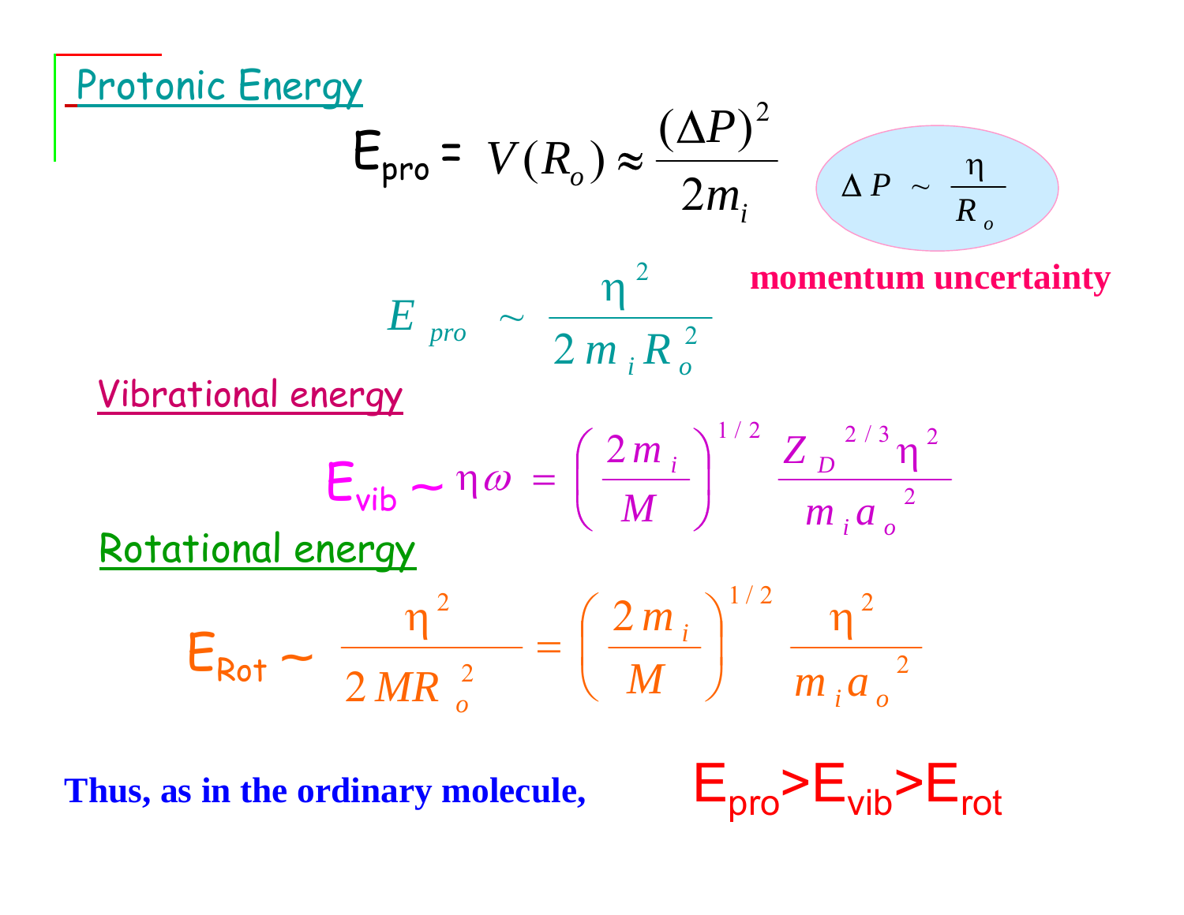## Protonic Energy

$$E_{pro} = V(R_o) \approx \frac{(\Delta P)^2}{2m_i}$$

$$\Delta P \sim \frac{\eta}{R_o}$$

**momentum uncertainty**

$$E_{pro} \sim \frac{\eta^2}{2 m_i R_o^2}$$

## Vibrational energy

$$E_{vib} \sim \eta\omega = \left(\frac{2m_i}{M}\right)^{1/2} \frac{Z_D^{2/3}\eta^2}{m_i a_o^2}$$

## Rotational energy

$$E_{Rot} \sim \frac{\eta^2}{2MR_o^2} = \left(\frac{2m_i}{M}\right)^{1/2} \frac{\eta^2}{m_i a_o^2}$$

**Thus, as in the ordinary molecule,** $E_{pro} > E_{vib} > E_{rot}$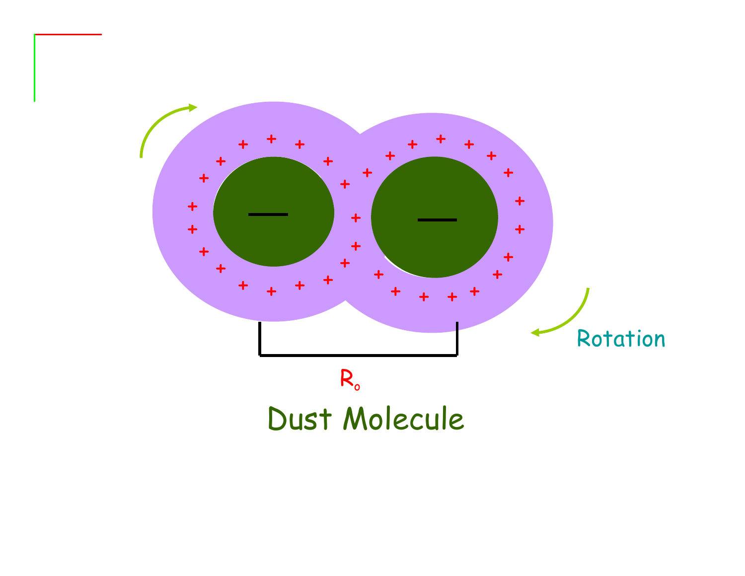Rotation

$R_o$

Dust Molecule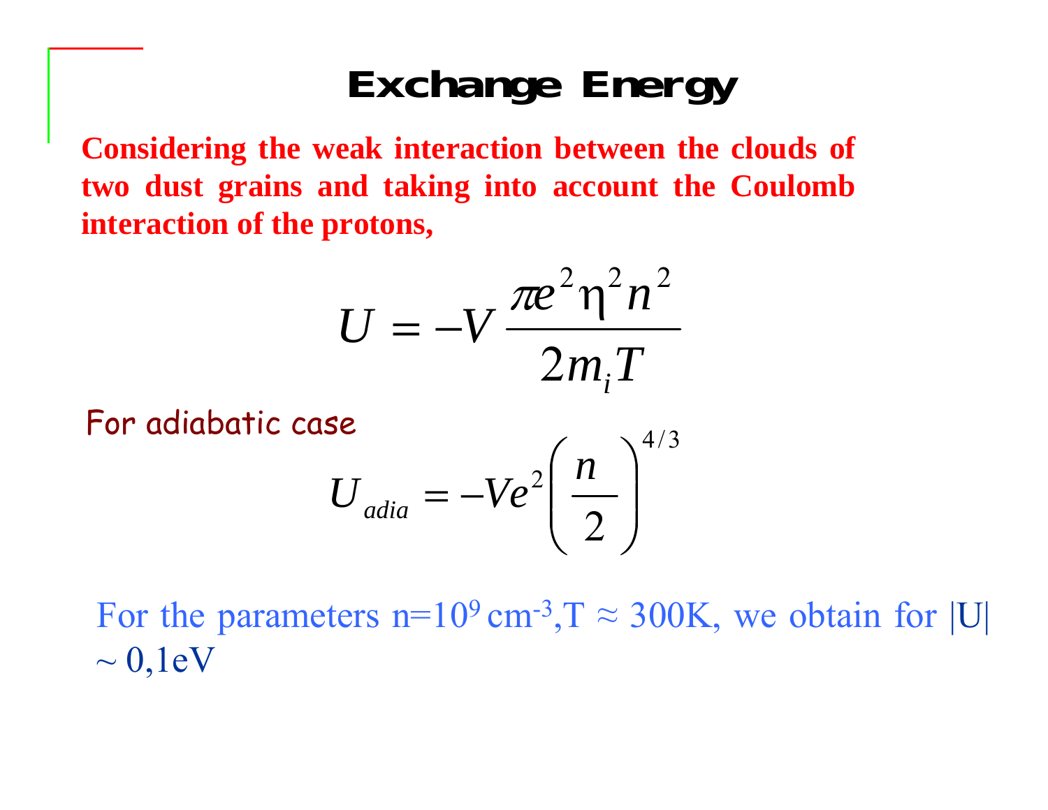# Exchange Energy

**Considering the weak interaction between the clouds of two dust grains and taking into account the Coulomb interaction of the protons,**

$$U = -V \frac{\pi e^2 \eta^2 n^2}{2 m_i T}$$

For adiabatic case

$$U_{adia} = -V e^2 \left( \frac{n}{2} \right)^{4/3}$$

For the parameters $n = 10^9\ \text{cm}^{-3}$, $T \approx 300\text{K}$, we obtain for $|U| \sim 0{,}1\text{eV}$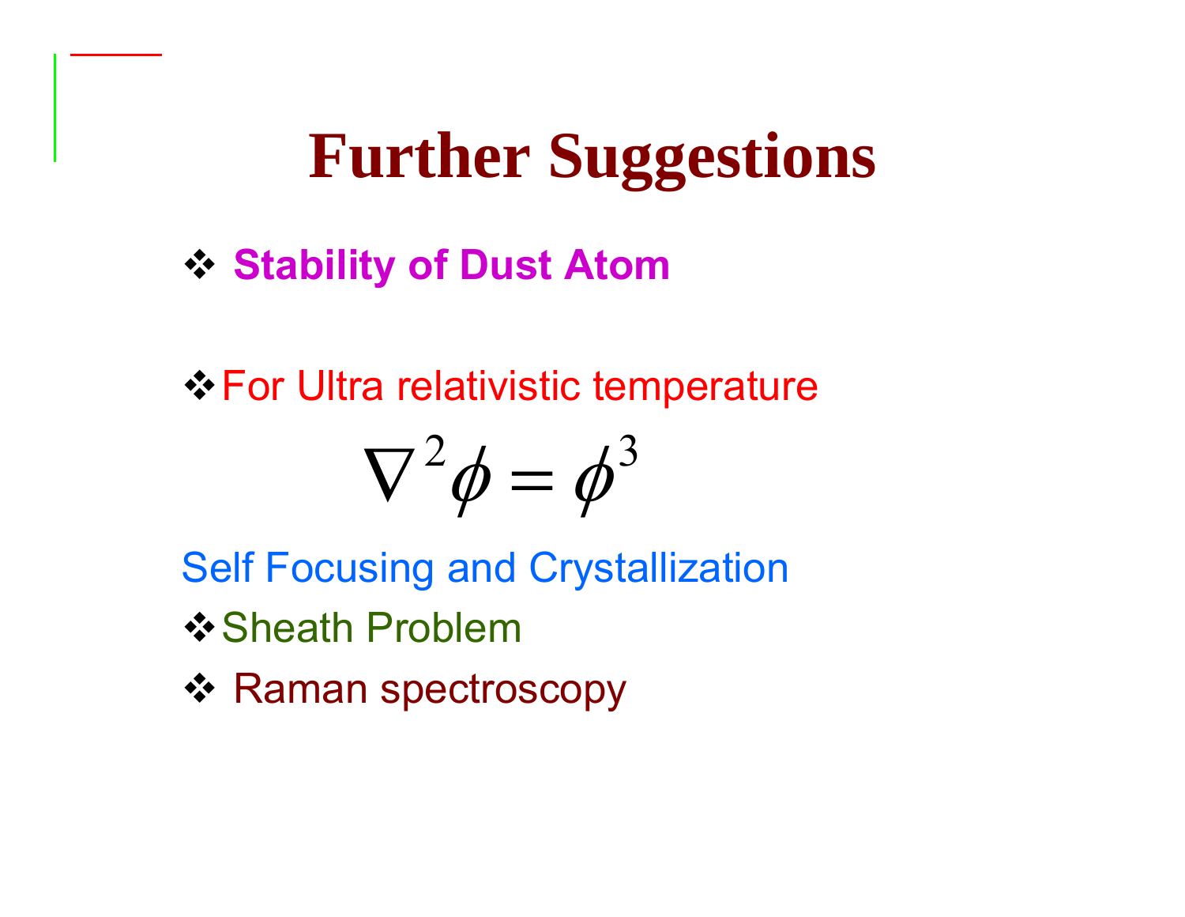# Further Suggestions

- **Stability of Dust Atom**

- For Ultra relativistic temperature

$$\nabla^2\phi = \phi^3$$

Self Focusing and Crystallization

- Sheath Problem
- Raman spectroscopy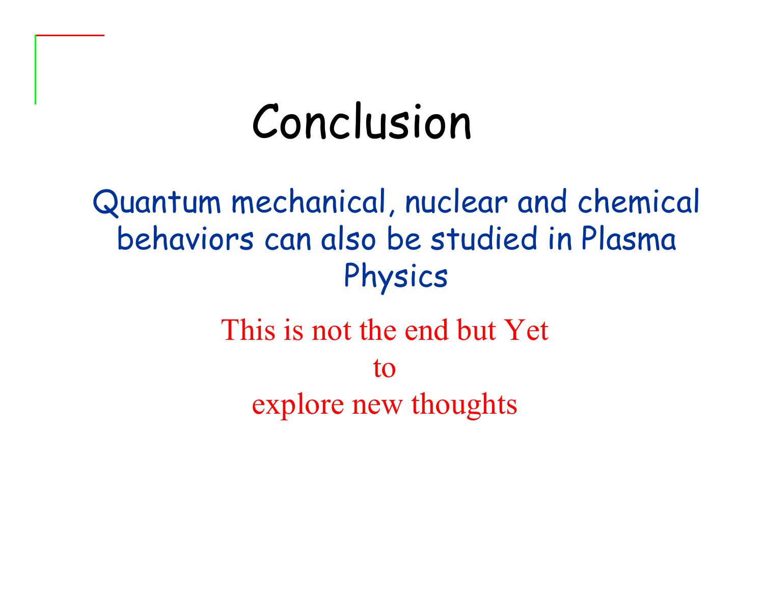# Conclusion

Quantum mechanical, nuclear and chemical behaviors can also be studied in Plasma Physics

This is not the end but Yet
to
explore new thoughts